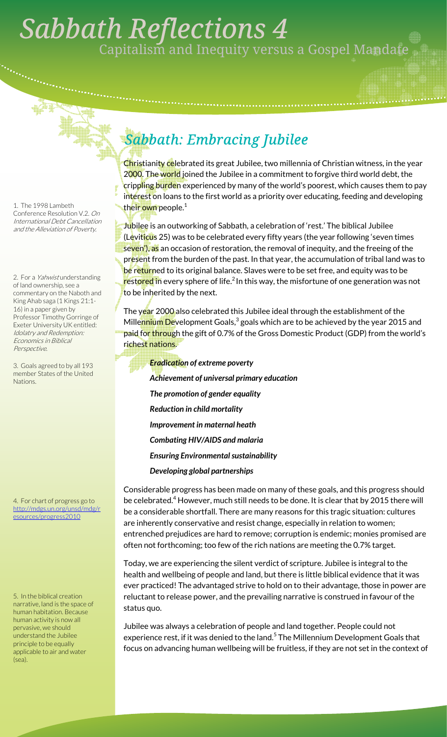# Sabbath Reflections 4

## Capitalism and Inequity versus a Gospel Mandate

## *Sabbath: Embracing Jubilee*

Christianity celebrated its great Jubilee, two millennia of Christian witness, in the year 2000. The world joined the Jubilee in a commitment to forgive third world debt, the crippling burden experienced by many of the world's poorest, which causes them to pay interest on loans to the first world as a priority over educating, feeding and developing their own people.[1]

Jubilee is an outworking of Sabbath, a celebration of 'rest.' The biblical Jubilee (Leviticus 25) was to be celebrated every fifty years (the year following 'seven times seven'), as an occasion of restoration, the removal of inequity, and the freeing of the present from the burden of the past. In that year, the accumulation of tribal land was to be returned to its original balance. Slaves were to be set free, and equity was to be restored in every sphere of life.[2] In this way, the misfortune of one generation was not to be inherited by the next.

The year 2000 also celebrated this Jubilee ideal through the establishment of the Millennium Development Goals,[3] goals which are to be achieved by the year 2015 and paid for through the gift of 0.7% of the Gross Domestic Product (GDP) from the world's richest nations.

- ***Eradication of extreme poverty***
- ***Achievement of universal primary education***
- ***The promotion of gender equality***
- ***Reduction in child mortality***
- ***Improvement in maternal heath***
- ***Combating HIV/AIDS and malaria***
- ***Ensuring Environmental sustainability***
- ***Developing global partnerships***

Considerable progress has been made on many of these goals, and this progress should be celebrated.[4] However, much still needs to be done. It is clear that by 2015 there will be a considerable shortfall. There are many reasons for this tragic situation: cultures are inherently conservative and resist change, especially in relation to women; entrenched prejudices are hard to remove; corruption is endemic; monies promised are often not forthcoming; too few of the rich nations are meeting the 0.7% target.

Today, we are experiencing the silent verdict of scripture. Jubilee is integral to the health and wellbeing of people and land, but there is little biblical evidence that it was ever practiced! The advantaged strive to hold on to their advantage, those in power are reluctant to release power, and the prevailing narrative is construed in favour of the status quo.

Jubilee was always a celebration of people and land together. People could not experience rest, if it was denied to the land.[5] The Millennium Development Goals that focus on advancing human wellbeing will be fruitless, if they are not set in the context of

---

1. The 1998 Lambeth Conference Resolution V.2. *On International Debt Cancellation and the Alleviation of Poverty.*

2. For a *Yahwist* understanding of land ownership, see a commentary on the Naboth and King Ahab saga (1 Kings 21:1-16) in a paper given by Professor Timothy Gorringe of Exeter University UK entitled: *Idolatry and Redemption: Economics in Biblical Perspective.*

3. Goals agreed to by all 193 member States of the United Nations.

4. For chart of progress go to http://mdgs.un.org/unsd/mdg/resources/progress2010

5. In the biblical creation narrative, land is the space of human habitation. Because human activity is now all pervasive, we should understand the Jubilee principle to be equally applicable to air and water (sea).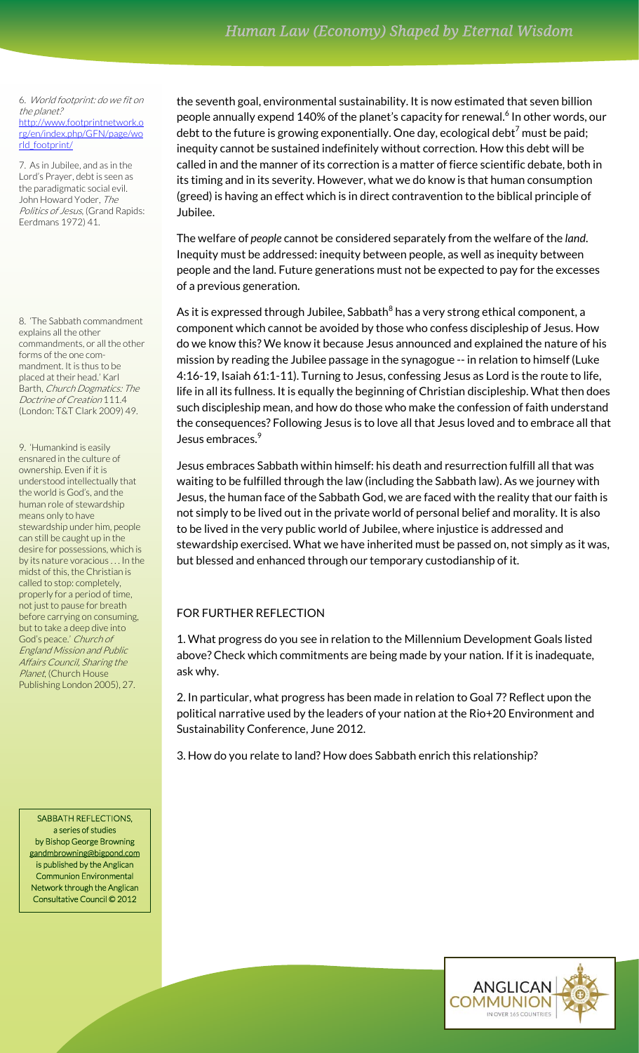the seventh goal, environmental sustainability. It is now estimated that seven billion people annually expend 140% of the planet's capacity for renewal.[6] In other words, our debt to the future is growing exponentially. One day, ecological debt[7] must be paid; inequity cannot be sustained indefinitely without correction. How this debt will be called in and the manner of its correction is a matter of fierce scientific debate, both in its timing and in its severity. However, what we do know is that human consumption (greed) is having an effect which is in direct contravention to the biblical principle of Jubilee.

The welfare of *people* cannot be considered separately from the welfare of the *land*. Inequity must be addressed: inequity between people, as well as inequity between people and the land. Future generations must not be expected to pay for the excesses of a previous generation.

As it is expressed through Jubilee, Sabbath[8] has a very strong ethical component, a component which cannot be avoided by those who confess discipleship of Jesus. How do we know this? We know it because Jesus announced and explained the nature of his mission by reading the Jubilee passage in the synagogue -- in relation to himself (Luke 4:16-19, Isaiah 61:1-11). Turning to Jesus, confessing Jesus as Lord is the route to life, life in all its fullness. It is equally the beginning of Christian discipleship. What then does such discipleship mean, and how do those who make the confession of faith understand the consequences? Following Jesus is to love all that Jesus loved and to embrace all that Jesus embraces.[9]

Jesus embraces Sabbath within himself: his death and resurrection fulfill all that was waiting to be fulfilled through the law (including the Sabbath law). As we journey with Jesus, the human face of the Sabbath God, we are faced with the reality that our faith is not simply to be lived out in the private world of personal belief and morality. It is also to be lived in the very public world of Jubilee, where injustice is addressed and stewardship exercised. What we have inherited must be passed on, not simply as it was, but blessed and enhanced through our temporary custodianship of it.

## FOR FURTHER REFLECTION

1. What progress do you see in relation to the Millennium Development Goals listed above? Check which commitments are being made by your nation. If it is inadequate, ask why.

2. In particular, what progress has been made in relation to Goal 7? Reflect upon the political narrative used by the leaders of your nation at the Rio+20 Environment and Sustainability Conference, June 2012.

3. How do you relate to land? How does Sabbath enrich this relationship?

---

6. *World footprint: do we fit on the planet?* http://www.footprintnetwork.org/en/index.php/GFN/page/world_footprint/

7. As in Jubilee, and as in the Lord's Prayer, debt is seen as the paradigmatic social evil. John Howard Yoder, *The Politics of Jesus*, (Grand Rapids: Eerdmans 1972) 41.

8. 'The Sabbath commandment explains all the other commandments, or all the other forms of the one commandment. It is thus to be placed at their head.' Karl Barth, *Church Dogmatics: The Doctrine of Creation* 111.4 (London: T&T Clark 2009) 49.

9. 'Humankind is easily ensnared in the culture of ownership. Even if it is understood intellectually that the world is God's, and the human role of stewardship means only to have stewardship under him, people can still be caught up in the desire for possessions, which is by its nature voracious . . . In the midst of this, the Christian is called to stop: completely, properly for a period of time, not just to pause for breath before carrying on consuming, but to take a deep dive into God's peace.' *Church of England Mission and Public Affairs Council, Sharing the Planet*, (Church House Publishing London 2005), 27.

SABBATH REFLECTIONS, a series of studies by Bishop George Browning gandmbrowning@bigpond.com is published by the Anglican Communion Environmental Network through the Anglican Consultative Council © 2012